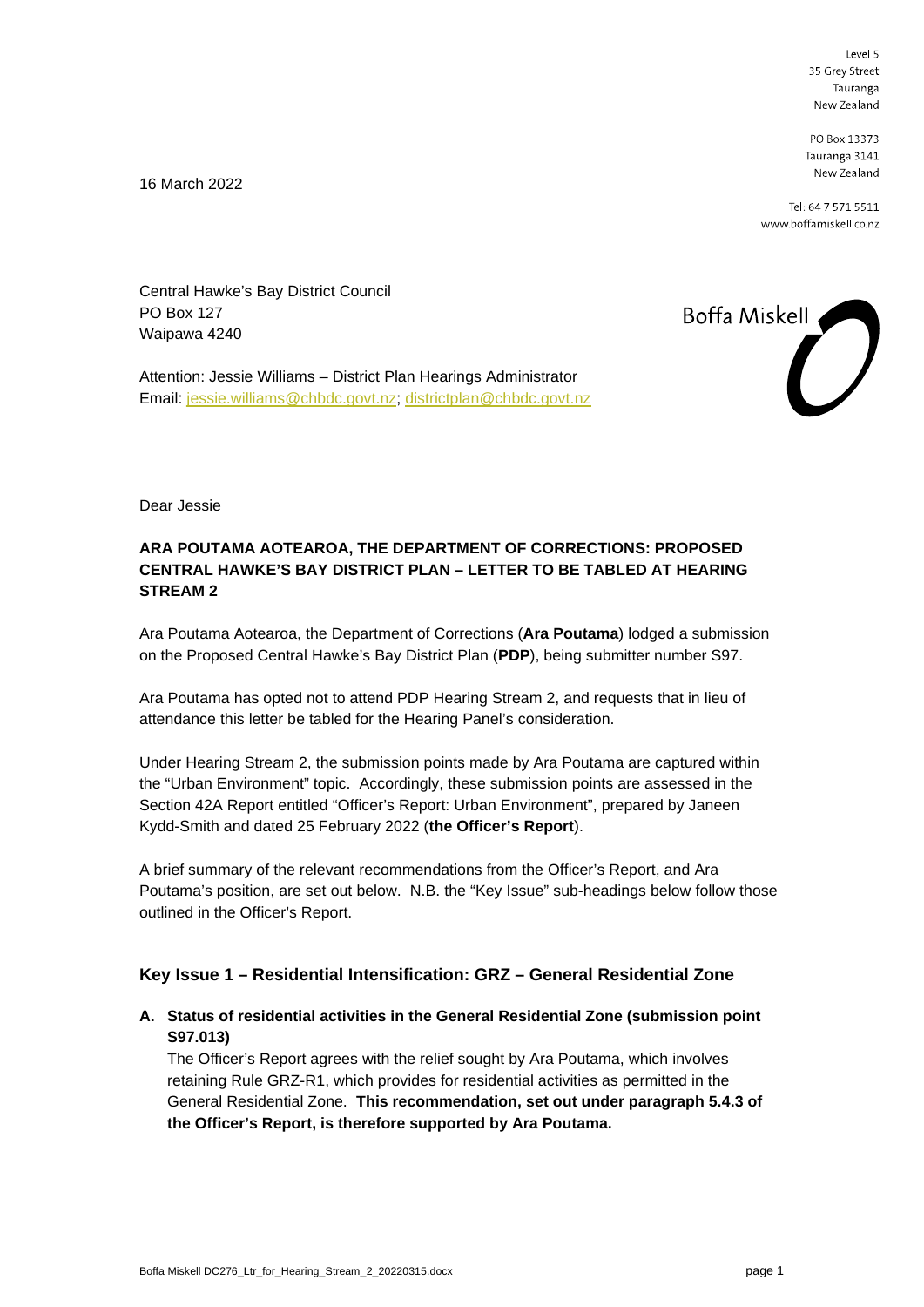Level 5
35 Grey Street
Tauranga
New Zealand

PO Box 13373
Tauranga 3141
New Zealand

Tel: 64 7 571 5511
www.boffamiskell.co.nz

16 March 2022

Central Hawke's Bay District Council
PO Box 127
Waipawa 4240

Boffa Miskell

Attention: Jessie Williams – District Plan Hearings Administrator
Email: jessie.williams@chbdc.govt.nz; districtplan@chbdc.govt.nz

Dear Jessie

**ARA POUTAMA AOTEAROA, THE DEPARTMENT OF CORRECTIONS: PROPOSED CENTRAL HAWKE'S BAY DISTRICT PLAN – LETTER TO BE TABLED AT HEARING STREAM 2**

Ara Poutama Aotearoa, the Department of Corrections (**Ara Poutama**) lodged a submission on the Proposed Central Hawke's Bay District Plan (**PDP**), being submitter number S97.

Ara Poutama has opted not to attend PDP Hearing Stream 2, and requests that in lieu of attendance this letter be tabled for the Hearing Panel's consideration.

Under Hearing Stream 2, the submission points made by Ara Poutama are captured within the "Urban Environment" topic. Accordingly, these submission points are assessed in the Section 42A Report entitled "Officer's Report: Urban Environment", prepared by Janeen Kydd-Smith and dated 25 February 2022 (**the Officer's Report**).

A brief summary of the relevant recommendations from the Officer's Report, and Ara Poutama's position, are set out below. N.B. the "Key Issue" sub-headings below follow those outlined in the Officer's Report.

## Key Issue 1 – Residential Intensification: GRZ – General Residential Zone

**A. Status of residential activities in the General Residential Zone (submission point S97.013)**

The Officer's Report agrees with the relief sought by Ara Poutama, which involves retaining Rule GRZ-R1, which provides for residential activities as permitted in the General Residential Zone. **This recommendation, set out under paragraph 5.4.3 of the Officer's Report, is therefore supported by Ara Poutama.**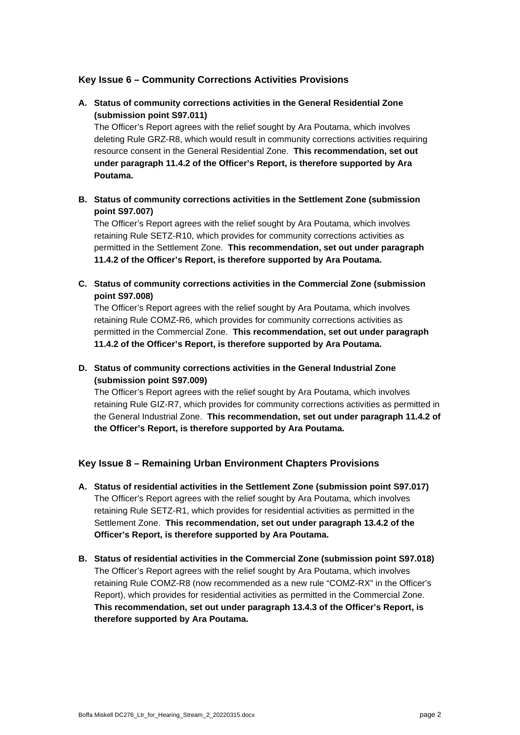### Key Issue 6 – Community Corrections Activities Provisions

**A. Status of community corrections activities in the General Residential Zone (submission point S97.011)**

The Officer's Report agrees with the relief sought by Ara Poutama, which involves deleting Rule GRZ-R8, which would result in community corrections activities requiring resource consent in the General Residential Zone. **This recommendation, set out under paragraph 11.4.2 of the Officer's Report, is therefore supported by Ara Poutama.**

**B. Status of community corrections activities in the Settlement Zone (submission point S97.007)**

The Officer's Report agrees with the relief sought by Ara Poutama, which involves retaining Rule SETZ-R10, which provides for community corrections activities as permitted in the Settlement Zone. **This recommendation, set out under paragraph 11.4.2 of the Officer's Report, is therefore supported by Ara Poutama.**

**C. Status of community corrections activities in the Commercial Zone (submission point S97.008)**

The Officer's Report agrees with the relief sought by Ara Poutama, which involves retaining Rule COMZ-R6, which provides for community corrections activities as permitted in the Commercial Zone. **This recommendation, set out under paragraph 11.4.2 of the Officer's Report, is therefore supported by Ara Poutama.**

**D. Status of community corrections activities in the General Industrial Zone (submission point S97.009)**

The Officer's Report agrees with the relief sought by Ara Poutama, which involves retaining Rule GIZ-R7, which provides for community corrections activities as permitted in the General Industrial Zone. **This recommendation, set out under paragraph 11.4.2 of the Officer's Report, is therefore supported by Ara Poutama.**

### Key Issue 8 – Remaining Urban Environment Chapters Provisions

**A. Status of residential activities in the Settlement Zone (submission point S97.017)**

The Officer's Report agrees with the relief sought by Ara Poutama, which involves retaining Rule SETZ-R1, which provides for residential activities as permitted in the Settlement Zone. **This recommendation, set out under paragraph 13.4.2 of the Officer's Report, is therefore supported by Ara Poutama.**

**B. Status of residential activities in the Commercial Zone (submission point S97.018)**

The Officer's Report agrees with the relief sought by Ara Poutama, which involves retaining Rule COMZ-R8 (now recommended as a new rule "COMZ-RX" in the Officer's Report), which provides for residential activities as permitted in the Commercial Zone. **This recommendation, set out under paragraph 13.4.3 of the Officer's Report, is therefore supported by Ara Poutama.**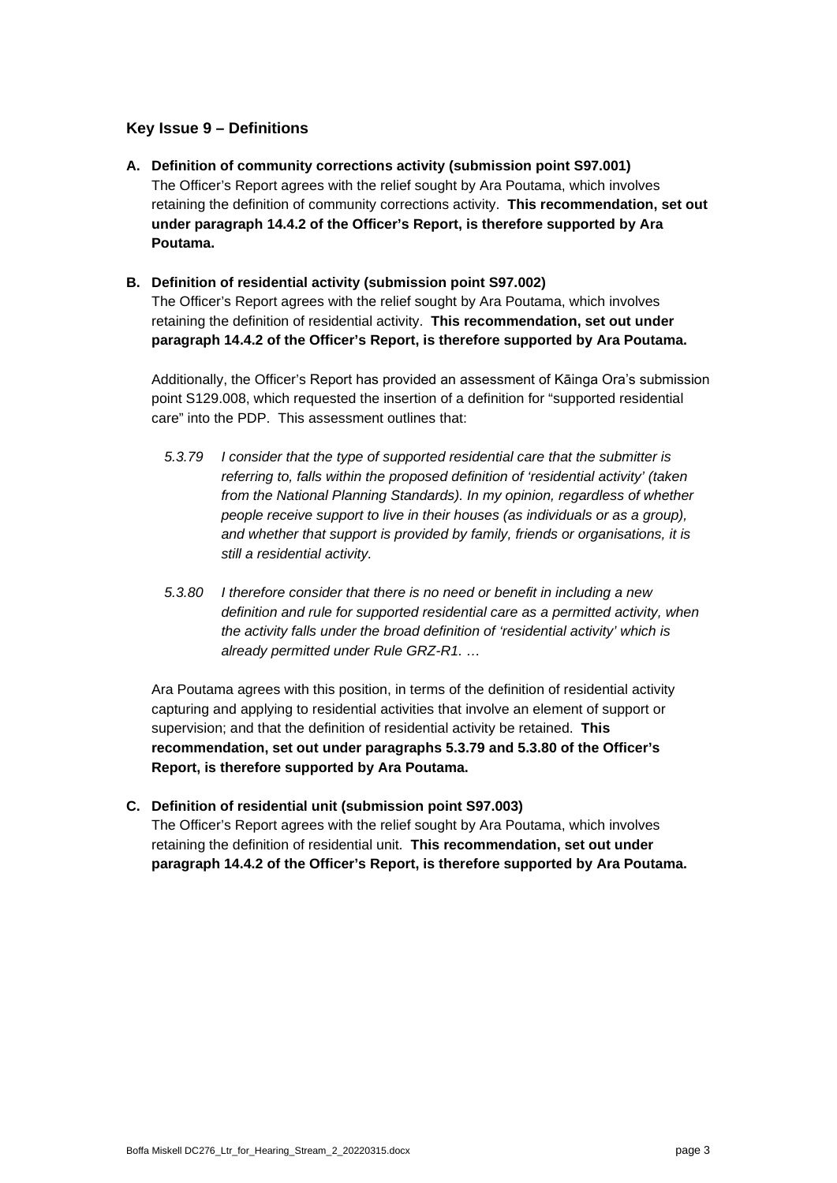### Key Issue 9 – Definitions

**A. Definition of community corrections activity (submission point S97.001)**

The Officer's Report agrees with the relief sought by Ara Poutama, which involves retaining the definition of community corrections activity. **This recommendation, set out under paragraph 14.4.2 of the Officer's Report, is therefore supported by Ara Poutama.**

**B. Definition of residential activity (submission point S97.002)**

The Officer's Report agrees with the relief sought by Ara Poutama, which involves retaining the definition of residential activity. **This recommendation, set out under paragraph 14.4.2 of the Officer's Report, is therefore supported by Ara Poutama.**

Additionally, the Officer's Report has provided an assessment of Kāinga Ora's submission point S129.008, which requested the insertion of a definition for "supported residential care" into the PDP. This assessment outlines that:

> *5.3.79 I consider that the type of supported residential care that the submitter is referring to, falls within the proposed definition of 'residential activity' (taken from the National Planning Standards). In my opinion, regardless of whether people receive support to live in their houses (as individuals or as a group), and whether that support is provided by family, friends or organisations, it is still a residential activity.*
>
> *5.3.80 I therefore consider that there is no need or benefit in including a new definition and rule for supported residential care as a permitted activity, when the activity falls under the broad definition of 'residential activity' which is already permitted under Rule GRZ-R1. …*

Ara Poutama agrees with this position, in terms of the definition of residential activity capturing and applying to residential activities that involve an element of support or supervision; and that the definition of residential activity be retained. **This recommendation, set out under paragraphs 5.3.79 and 5.3.80 of the Officer's Report, is therefore supported by Ara Poutama.**

**C. Definition of residential unit (submission point S97.003)**

The Officer's Report agrees with the relief sought by Ara Poutama, which involves retaining the definition of residential unit. **This recommendation, set out under paragraph 14.4.2 of the Officer's Report, is therefore supported by Ara Poutama.**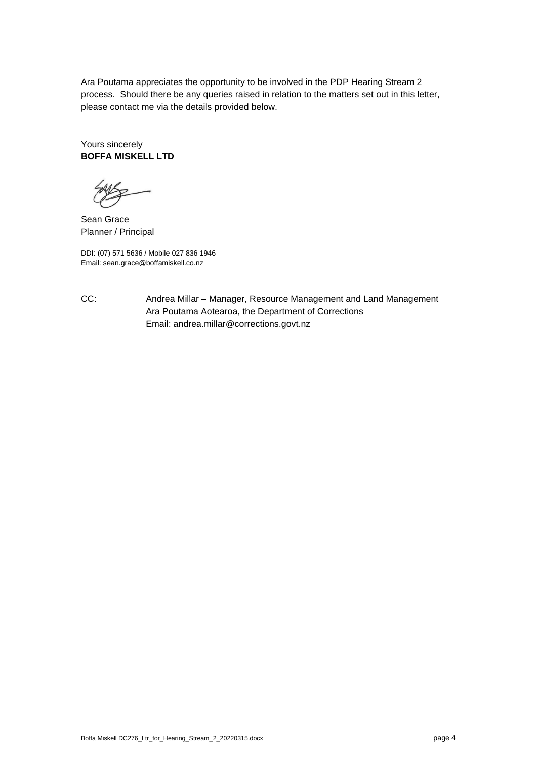Ara Poutama appreciates the opportunity to be involved in the PDP Hearing Stream 2 process. Should there be any queries raised in relation to the matters set out in this letter, please contact me via the details provided below.

Yours sincerely
**BOFFA MISKELL LTD**

Sean Grace
Planner / Principal

DDI: (07) 571 5636 / Mobile 027 836 1946
Email: sean.grace@boffamiskell.co.nz

CC: Andrea Millar – Manager, Resource Management and Land Management
Ara Poutama Aotearoa, the Department of Corrections
Email: andrea.millar@corrections.govt.nz